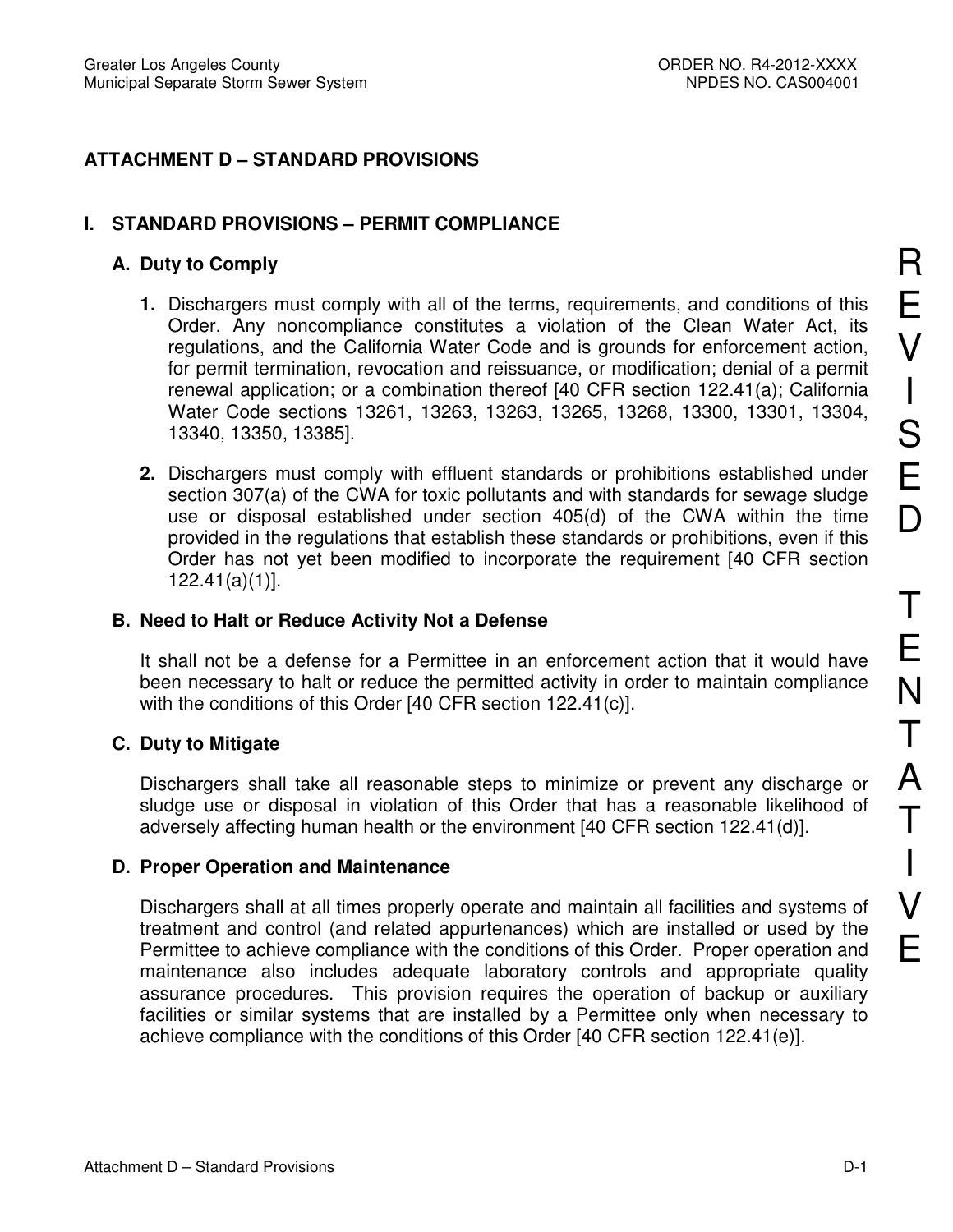# ATTACHMENT D – STANDARD PROVISIONS

## I. STANDARD PROVISIONS – PERMIT COMPLIANCE

### A. Duty to Comply

1. Dischargers must comply with all of the terms, requirements, and conditions of this Order. Any noncompliance constitutes a violation of the Clean Water Act, its regulations, and the California Water Code and is grounds for enforcement action, for permit termination, revocation and reissuance, or modification; denial of a permit renewal application; or a combination thereof [40 CFR section 122.41(a); California Water Code sections 13261, 13263, 13263, 13265, 13268, 13300, 13301, 13304, 13340, 13350, 13385].

2. Dischargers must comply with effluent standards or prohibitions established under section 307(a) of the CWA for toxic pollutants and with standards for sewage sludge use or disposal established under section 405(d) of the CWA within the time provided in the regulations that establish these standards or prohibitions, even if this Order has not yet been modified to incorporate the requirement [40 CFR section 122.41(a)(1)].

### B. Need to Halt or Reduce Activity Not a Defense

It shall not be a defense for a Permittee in an enforcement action that it would have been necessary to halt or reduce the permitted activity in order to maintain compliance with the conditions of this Order [40 CFR section 122.41(c)].

### C. Duty to Mitigate

Dischargers shall take all reasonable steps to minimize or prevent any discharge or sludge use or disposal in violation of this Order that has a reasonable likelihood of adversely affecting human health or the environment [40 CFR section 122.41(d)].

### D. Proper Operation and Maintenance

Dischargers shall at all times properly operate and maintain all facilities and systems of treatment and control (and related appurtenances) which are installed or used by the Permittee to achieve compliance with the conditions of this Order. Proper operation and maintenance also includes adequate laboratory controls and appropriate quality assurance procedures. This provision requires the operation of backup or auxiliary facilities or similar systems that are installed by a Permittee only when necessary to achieve compliance with the conditions of this Order [40 CFR section 122.41(e)].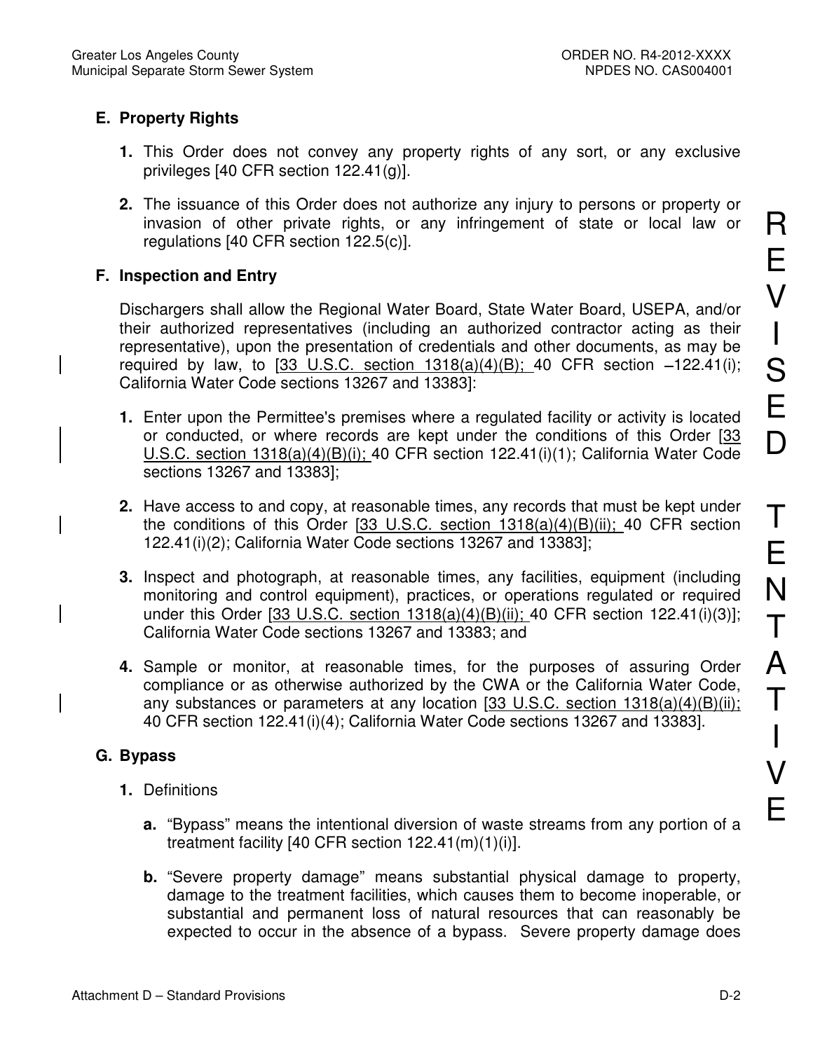## E. Property Rights

1. This Order does not convey any property rights of any sort, or any exclusive privileges [40 CFR section 122.41(g)].

2. The issuance of this Order does not authorize any injury to persons or property or invasion of other private rights, or any infringement of state or local law or regulations [40 CFR section 122.5(c)].

## F. Inspection and Entry

Dischargers shall allow the Regional Water Board, State Water Board, USEPA, and/or their authorized representatives (including an authorized contractor acting as their representative), upon the presentation of credentials and other documents, as may be required by law, to [33 U.S.C. section 1318(a)(4)(B); 40 CFR section 122.41(i); California Water Code sections 13267 and 13383]:

1. Enter upon the Permittee's premises where a regulated facility or activity is located or conducted, or where records are kept under the conditions of this Order [33 U.S.C. section 1318(a)(4)(B)(i); 40 CFR section 122.41(i)(1); California Water Code sections 13267 and 13383];

2. Have access to and copy, at reasonable times, any records that must be kept under the conditions of this Order [33 U.S.C. section 1318(a)(4)(B)(ii); 40 CFR section 122.41(i)(2); California Water Code sections 13267 and 13383];

3. Inspect and photograph, at reasonable times, any facilities, equipment (including monitoring and control equipment), practices, or operations regulated or required under this Order [33 U.S.C. section 1318(a)(4)(B)(ii); 40 CFR section 122.41(i)(3)]; California Water Code sections 13267 and 13383; and

4. Sample or monitor, at reasonable times, for the purposes of assuring Order compliance or as otherwise authorized by the CWA or the California Water Code, any substances or parameters at any location [33 U.S.C. section 1318(a)(4)(B)(ii); 40 CFR section 122.41(i)(4); California Water Code sections 13267 and 13383].

## G. Bypass

1. Definitions

   a. "Bypass" means the intentional diversion of waste streams from any portion of a treatment facility [40 CFR section 122.41(m)(1)(i)].

   b. "Severe property damage" means substantial physical damage to property, damage to the treatment facilities, which causes them to become inoperable, or substantial and permanent loss of natural resources that can reasonably be expected to occur in the absence of a bypass. Severe property damage does

REVISED TENTATIVE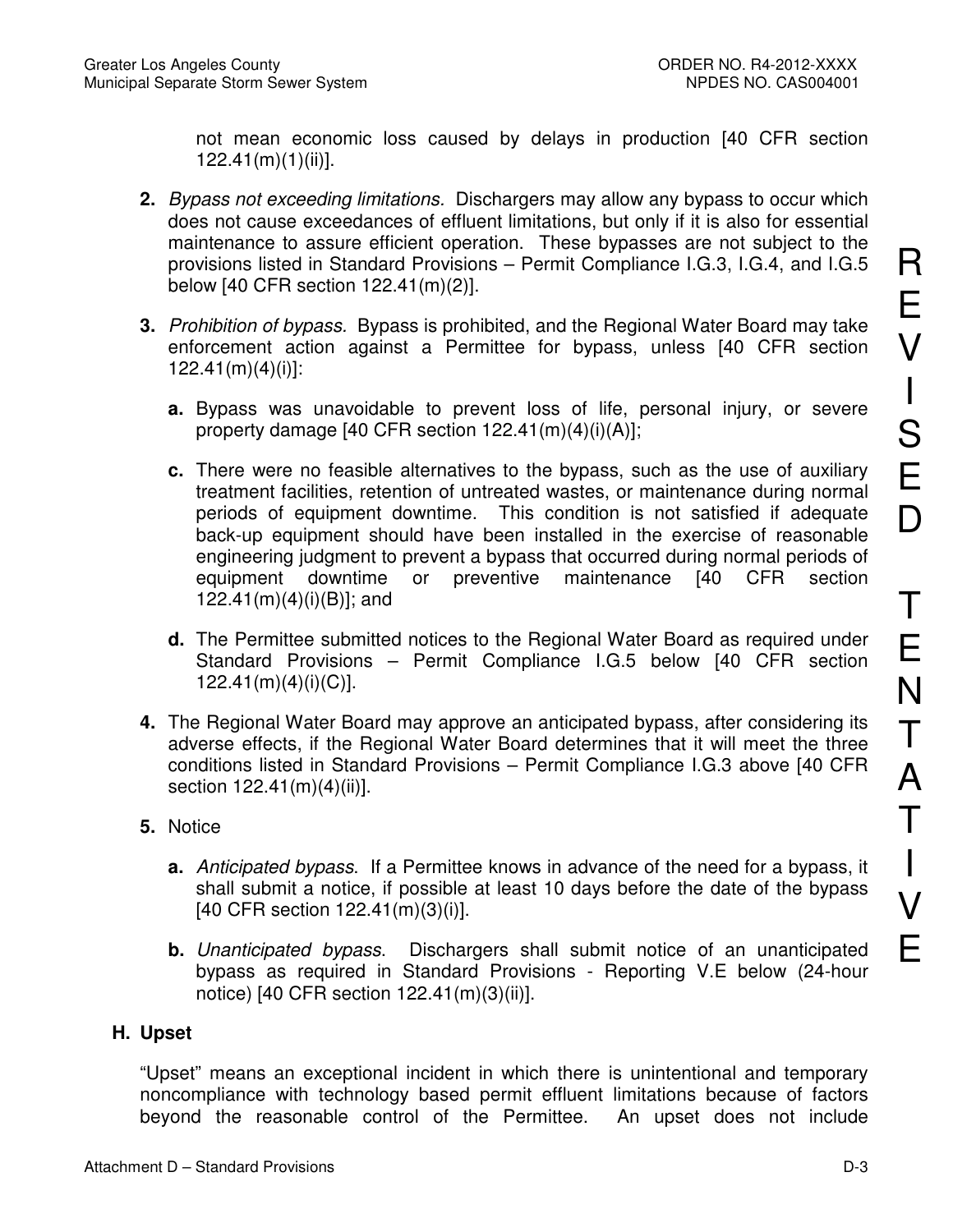not mean economic loss caused by delays in production [40 CFR section 122.41(m)(1)(ii)].

2. *Bypass not exceeding limitations.* Dischargers may allow any bypass to occur which does not cause exceedances of effluent limitations, but only if it is also for essential maintenance to assure efficient operation. These bypasses are not subject to the provisions listed in Standard Provisions – Permit Compliance I.G.3, I.G.4, and I.G.5 below [40 CFR section 122.41(m)(2)].

3. *Prohibition of bypass.* Bypass is prohibited, and the Regional Water Board may take enforcement action against a Permittee for bypass, unless [40 CFR section 122.41(m)(4)(i)]:

   a. Bypass was unavoidable to prevent loss of life, personal injury, or severe property damage [40 CFR section 122.41(m)(4)(i)(A)];

   c. There were no feasible alternatives to the bypass, such as the use of auxiliary treatment facilities, retention of untreated wastes, or maintenance during normal periods of equipment downtime. This condition is not satisfied if adequate back-up equipment should have been installed in the exercise of reasonable engineering judgment to prevent a bypass that occurred during normal periods of equipment downtime or preventive maintenance [40 CFR section 122.41(m)(4)(i)(B)]; and

   d. The Permittee submitted notices to the Regional Water Board as required under Standard Provisions – Permit Compliance I.G.5 below [40 CFR section 122.41(m)(4)(i)(C)].

4. The Regional Water Board may approve an anticipated bypass, after considering its adverse effects, if the Regional Water Board determines that it will meet the three conditions listed in Standard Provisions – Permit Compliance I.G.3 above [40 CFR section 122.41(m)(4)(ii)].

5. Notice

   a. *Anticipated bypass.* If a Permittee knows in advance of the need for a bypass, it shall submit a notice, if possible at least 10 days before the date of the bypass [40 CFR section 122.41(m)(3)(i)].

   b. *Unanticipated bypass.* Dischargers shall submit notice of an unanticipated bypass as required in Standard Provisions - Reporting V.E below (24-hour notice) [40 CFR section 122.41(m)(3)(ii)].

### H. Upset

"Upset" means an exceptional incident in which there is unintentional and temporary noncompliance with technology based permit effluent limitations because of factors beyond the reasonable control of the Permittee. An upset does not include

REVISED TENTATIVE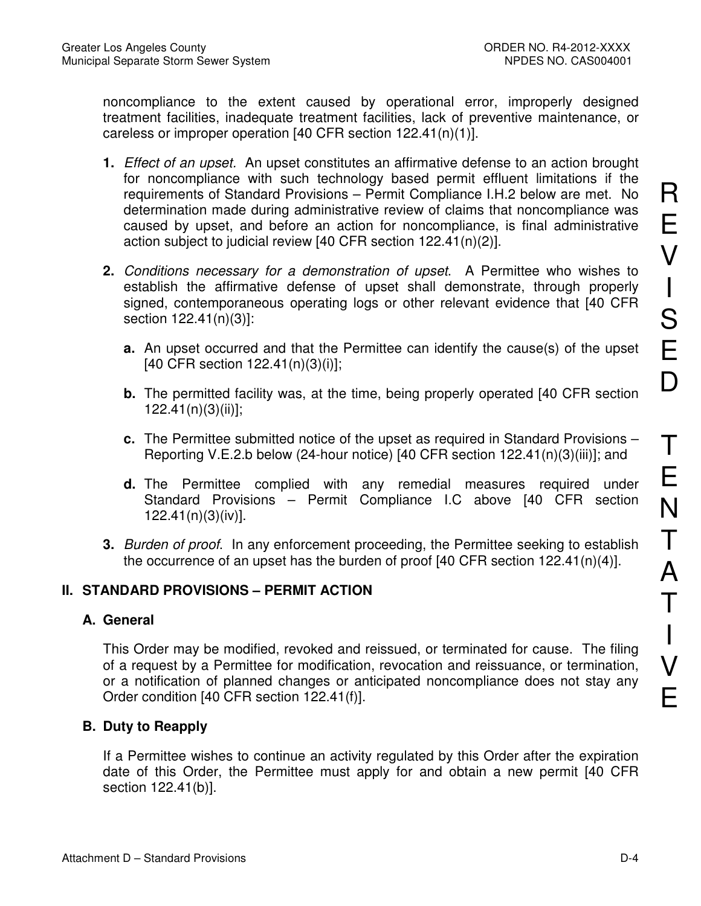noncompliance to the extent caused by operational error, improperly designed treatment facilities, inadequate treatment facilities, lack of preventive maintenance, or careless or improper operation [40 CFR section 122.41(n)(1)].

1. *Effect of an upset.* An upset constitutes an affirmative defense to an action brought for noncompliance with such technology based permit effluent limitations if the requirements of Standard Provisions – Permit Compliance I.H.2 below are met. No determination made during administrative review of claims that noncompliance was caused by upset, and before an action for noncompliance, is final administrative action subject to judicial review [40 CFR section 122.41(n)(2)].

2. *Conditions necessary for a demonstration of upset.* A Permittee who wishes to establish the affirmative defense of upset shall demonstrate, through properly signed, contemporaneous operating logs or other relevant evidence that [40 CFR section 122.41(n)(3)]:

   a. An upset occurred and that the Permittee can identify the cause(s) of the upset [40 CFR section 122.41(n)(3)(i)];

   b. The permitted facility was, at the time, being properly operated [40 CFR section 122.41(n)(3)(ii)];

   c. The Permittee submitted notice of the upset as required in Standard Provisions – Reporting V.E.2.b below (24-hour notice) [40 CFR section 122.41(n)(3)(iii)]; and

   d. The Permittee complied with any remedial measures required under Standard Provisions – Permit Compliance I.C above [40 CFR section 122.41(n)(3)(iv)].

3. *Burden of proof.* In any enforcement proceeding, the Permittee seeking to establish the occurrence of an upset has the burden of proof [40 CFR section 122.41(n)(4)].

## II. STANDARD PROVISIONS – PERMIT ACTION

### A. General

This Order may be modified, revoked and reissued, or terminated for cause. The filing of a request by a Permittee for modification, revocation and reissuance, or termination, or a notification of planned changes or anticipated noncompliance does not stay any Order condition [40 CFR section 122.41(f)].

### B. Duty to Reapply

If a Permittee wishes to continue an activity regulated by this Order after the expiration date of this Order, the Permittee must apply for and obtain a new permit [40 CFR section 122.41(b)].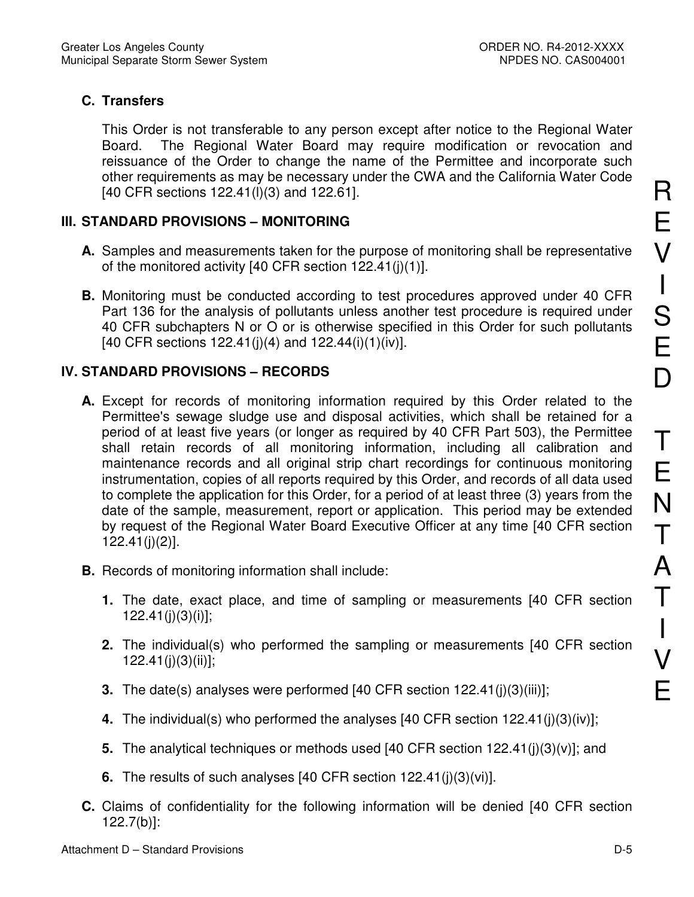### C. Transfers

This Order is not transferable to any person except after notice to the Regional Water Board. The Regional Water Board may require modification or revocation and reissuance of the Order to change the name of the Permittee and incorporate such other requirements as may be necessary under the CWA and the California Water Code [40 CFR sections 122.41(l)(3) and 122.61].

## III. STANDARD PROVISIONS – MONITORING

**A.** Samples and measurements taken for the purpose of monitoring shall be representative of the monitored activity [40 CFR section 122.41(j)(1)].

**B.** Monitoring must be conducted according to test procedures approved under 40 CFR Part 136 for the analysis of pollutants unless another test procedure is required under 40 CFR subchapters N or O or is otherwise specified in this Order for such pollutants [40 CFR sections 122.41(j)(4) and 122.44(i)(1)(iv)].

## IV. STANDARD PROVISIONS – RECORDS

**A.** Except for records of monitoring information required by this Order related to the Permittee's sewage sludge use and disposal activities, which shall be retained for a period of at least five years (or longer as required by 40 CFR Part 503), the Permittee shall retain records of all monitoring information, including all calibration and maintenance records and all original strip chart recordings for continuous monitoring instrumentation, copies of all reports required by this Order, and records of all data used to complete the application for this Order, for a period of at least three (3) years from the date of the sample, measurement, report or application. This period may be extended by request of the Regional Water Board Executive Officer at any time [40 CFR section 122.41(j)(2)].

**B.** Records of monitoring information shall include:

**1.** The date, exact place, and time of sampling or measurements [40 CFR section 122.41(j)(3)(i)];

**2.** The individual(s) who performed the sampling or measurements [40 CFR section 122.41(j)(3)(ii)];

**3.** The date(s) analyses were performed [40 CFR section 122.41(j)(3)(iii)];

**4.** The individual(s) who performed the analyses [40 CFR section 122.41(j)(3)(iv)];

**5.** The analytical techniques or methods used [40 CFR section 122.41(j)(3)(v)]; and

**6.** The results of such analyses [40 CFR section 122.41(j)(3)(vi)].

**C.** Claims of confidentiality for the following information will be denied [40 CFR section 122.7(b)]:

REVISED TENTATIVE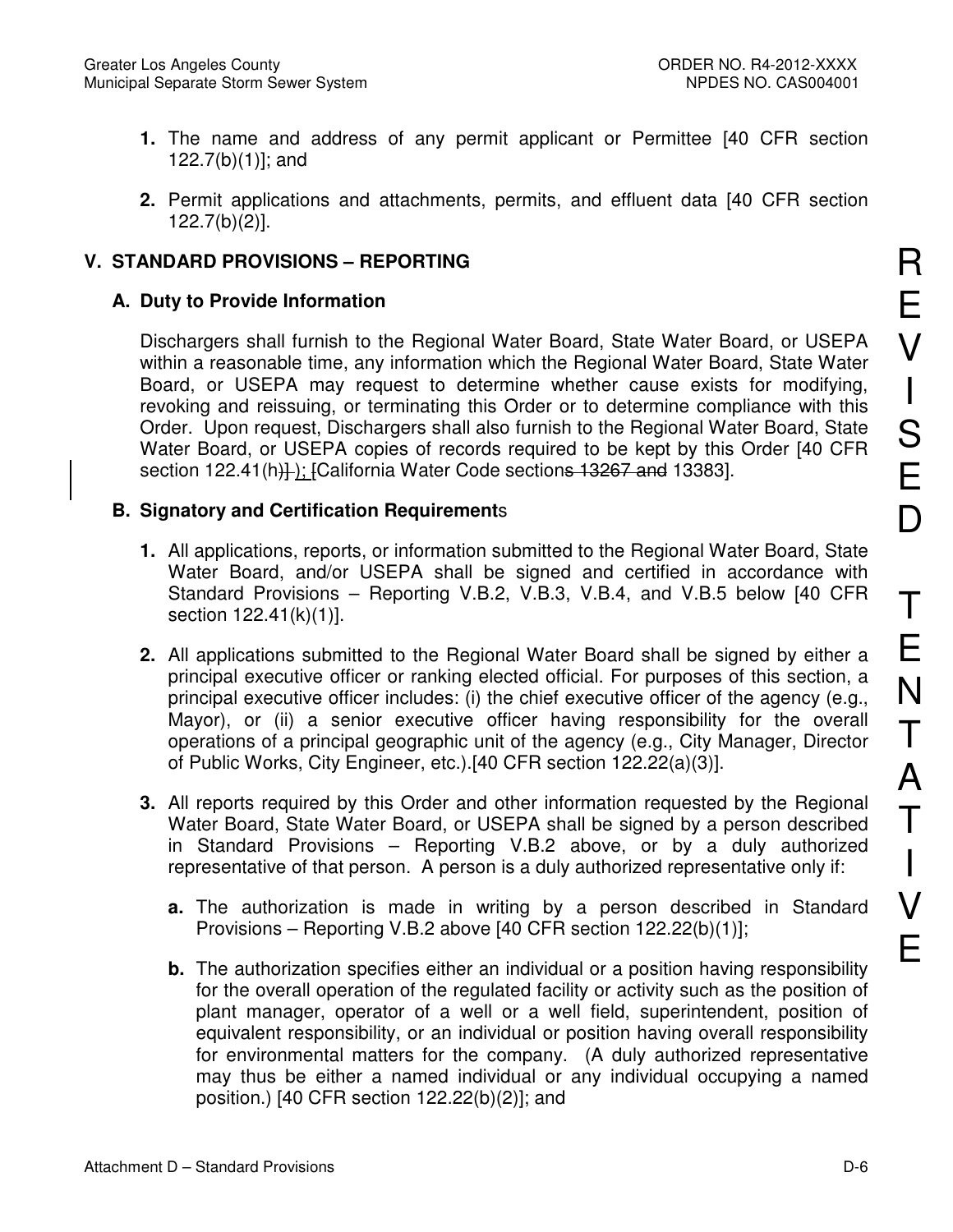1. The name and address of any permit applicant or Permittee [40 CFR section 122.7(b)(1)]; and

2. Permit applications and attachments, permits, and effluent data [40 CFR section 122.7(b)(2)].

## V. STANDARD PROVISIONS – REPORTING

### A. Duty to Provide Information

Dischargers shall furnish to the Regional Water Board, State Water Board, or USEPA within a reasonable time, any information which the Regional Water Board, State Water Board, or USEPA may request to determine whether cause exists for modifying, revoking and reissuing, or terminating this Order or to determine compliance with this Order. Upon request, Dischargers shall also furnish to the Regional Water Board, State Water Board, or USEPA copies of records required to be kept by this Order [40 CFR section 122.41(h)] ); [California Water Code sections 13267 and 13383].

### B. Signatory and Certification Requirements

1. All applications, reports, or information submitted to the Regional Water Board, State Water Board, and/or USEPA shall be signed and certified in accordance with Standard Provisions – Reporting V.B.2, V.B.3, V.B.4, and V.B.5 below [40 CFR section 122.41(k)(1)].

2. All applications submitted to the Regional Water Board shall be signed by either a principal executive officer or ranking elected official. For purposes of this section, a principal executive officer includes: (i) the chief executive officer of the agency (e.g., Mayor), or (ii) a senior executive officer having responsibility for the overall operations of a principal geographic unit of the agency (e.g., City Manager, Director of Public Works, City Engineer, etc.).[40 CFR section 122.22(a)(3)].

3. All reports required by this Order and other information requested by the Regional Water Board, State Water Board, or USEPA shall be signed by a person described in Standard Provisions – Reporting V.B.2 above, or by a duly authorized representative of that person. A person is a duly authorized representative only if:

   a. The authorization is made in writing by a person described in Standard Provisions – Reporting V.B.2 above [40 CFR section 122.22(b)(1)];

   b. The authorization specifies either an individual or a position having responsibility for the overall operation of the regulated facility or activity such as the position of plant manager, operator of a well or a well field, superintendent, position of equivalent responsibility, or an individual or position having overall responsibility for environmental matters for the company. (A duly authorized representative may thus be either a named individual or any individual occupying a named position.) [40 CFR section 122.22(b)(2)]; and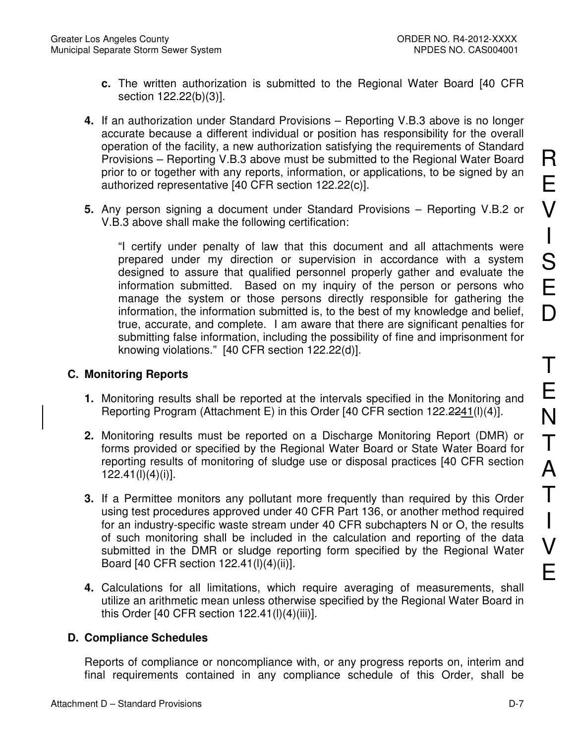**c.** The written authorization is submitted to the Regional Water Board [40 CFR section 122.22(b)(3)].

**4.** If an authorization under Standard Provisions – Reporting V.B.3 above is no longer accurate because a different individual or position has responsibility for the overall operation of the facility, a new authorization satisfying the requirements of Standard Provisions – Reporting V.B.3 above must be submitted to the Regional Water Board prior to or together with any reports, information, or applications, to be signed by an authorized representative [40 CFR section 122.22(c)].

**5.** Any person signing a document under Standard Provisions – Reporting V.B.2 or V.B.3 above shall make the following certification:

"I certify under penalty of law that this document and all attachments were prepared under my direction or supervision in accordance with a system designed to assure that qualified personnel properly gather and evaluate the information submitted. Based on my inquiry of the person or persons who manage the system or those persons directly responsible for gathering the information, the information submitted is, to the best of my knowledge and belief, true, accurate, and complete. I am aware that there are significant penalties for submitting false information, including the possibility of fine and imprisonment for knowing violations." [40 CFR section 122.22(d)].

## C. Monitoring Reports

**1.** Monitoring results shall be reported at the intervals specified in the Monitoring and Reporting Program (Attachment E) in this Order [40 CFR section 122.~~22~~41(l)(4)].

**2.** Monitoring results must be reported on a Discharge Monitoring Report (DMR) or forms provided or specified by the Regional Water Board or State Water Board for reporting results of monitoring of sludge use or disposal practices [40 CFR section 122.41(l)(4)(i)].

**3.** If a Permittee monitors any pollutant more frequently than required by this Order using test procedures approved under 40 CFR Part 136, or another method required for an industry-specific waste stream under 40 CFR subchapters N or O, the results of such monitoring shall be included in the calculation and reporting of the data submitted in the DMR or sludge reporting form specified by the Regional Water Board [40 CFR section 122.41(l)(4)(ii)].

**4.** Calculations for all limitations, which require averaging of measurements, shall utilize an arithmetic mean unless otherwise specified by the Regional Water Board in this Order [40 CFR section 122.41(l)(4)(iii)].

## D. Compliance Schedules

Reports of compliance or noncompliance with, or any progress reports on, interim and final requirements contained in any compliance schedule of this Order, shall be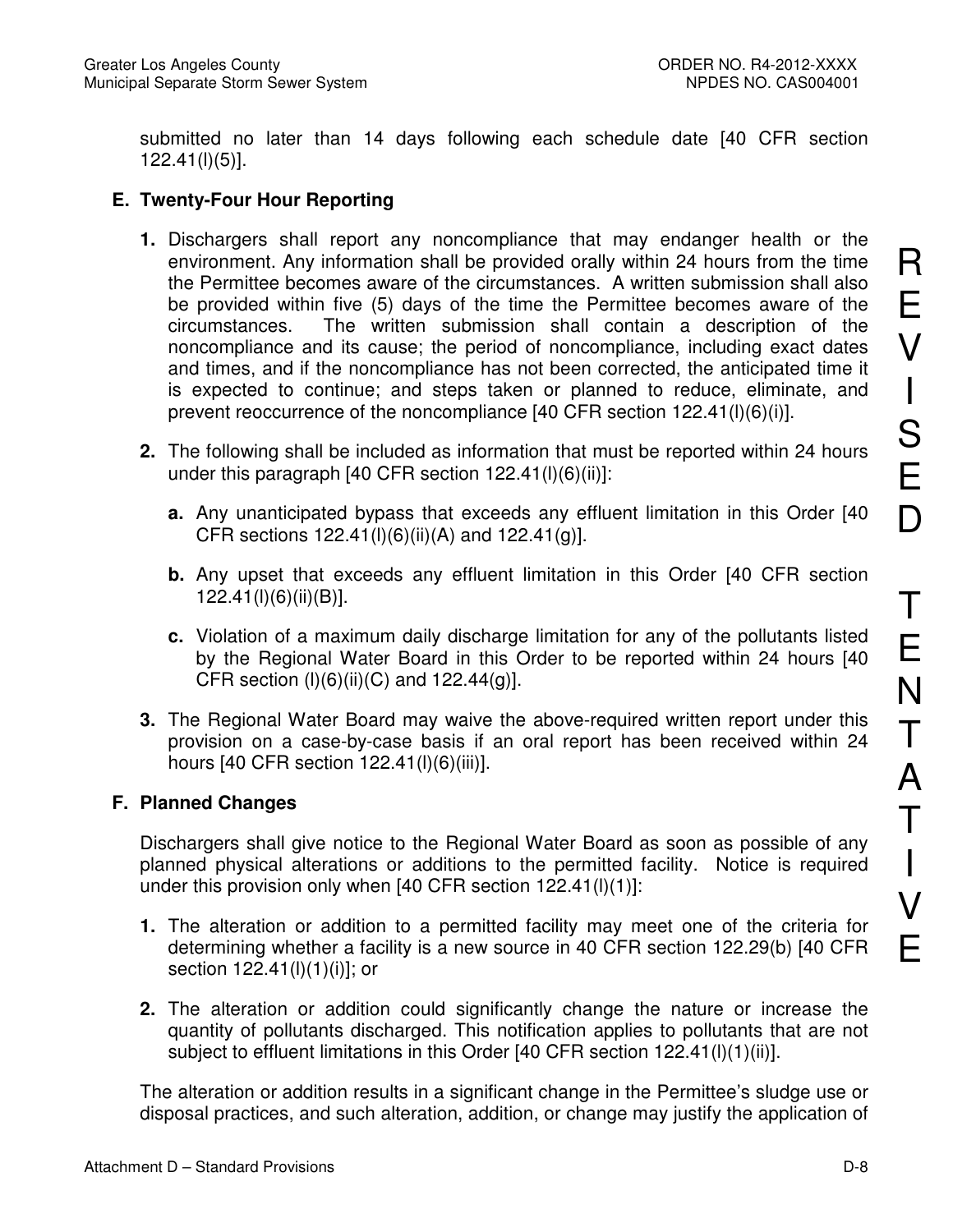submitted no later than 14 days following each schedule date [40 CFR section 122.41(l)(5)].

### E. Twenty-Four Hour Reporting

1. Dischargers shall report any noncompliance that may endanger health or the environment. Any information shall be provided orally within 24 hours from the time the Permittee becomes aware of the circumstances. A written submission shall also be provided within five (5) days of the time the Permittee becomes aware of the circumstances. The written submission shall contain a description of the noncompliance and its cause; the period of noncompliance, including exact dates and times, and if the noncompliance has not been corrected, the anticipated time it is expected to continue; and steps taken or planned to reduce, eliminate, and prevent reoccurrence of the noncompliance [40 CFR section 122.41(l)(6)(i)].

2. The following shall be included as information that must be reported within 24 hours under this paragraph [40 CFR section 122.41(l)(6)(ii)]:

   a. Any unanticipated bypass that exceeds any effluent limitation in this Order [40 CFR sections 122.41(l)(6)(ii)(A) and 122.41(g)].

   b. Any upset that exceeds any effluent limitation in this Order [40 CFR section 122.41(l)(6)(ii)(B)].

   c. Violation of a maximum daily discharge limitation for any of the pollutants listed by the Regional Water Board in this Order to be reported within 24 hours [40 CFR section (l)(6)(ii)(C) and 122.44(g)].

3. The Regional Water Board may waive the above-required written report under this provision on a case-by-case basis if an oral report has been received within 24 hours [40 CFR section 122.41(l)(6)(iii)].

### F. Planned Changes

Dischargers shall give notice to the Regional Water Board as soon as possible of any planned physical alterations or additions to the permitted facility. Notice is required under this provision only when [40 CFR section 122.41(l)(1)]:

1. The alteration or addition to a permitted facility may meet one of the criteria for determining whether a facility is a new source in 40 CFR section 122.29(b) [40 CFR section 122.41(l)(1)(i)]; or

2. The alteration or addition could significantly change the nature or increase the quantity of pollutants discharged. This notification applies to pollutants that are not subject to effluent limitations in this Order [40 CFR section 122.41(l)(1)(ii)].

The alteration or addition results in a significant change in the Permittee's sludge use or disposal practices, and such alteration, addition, or change may justify the application of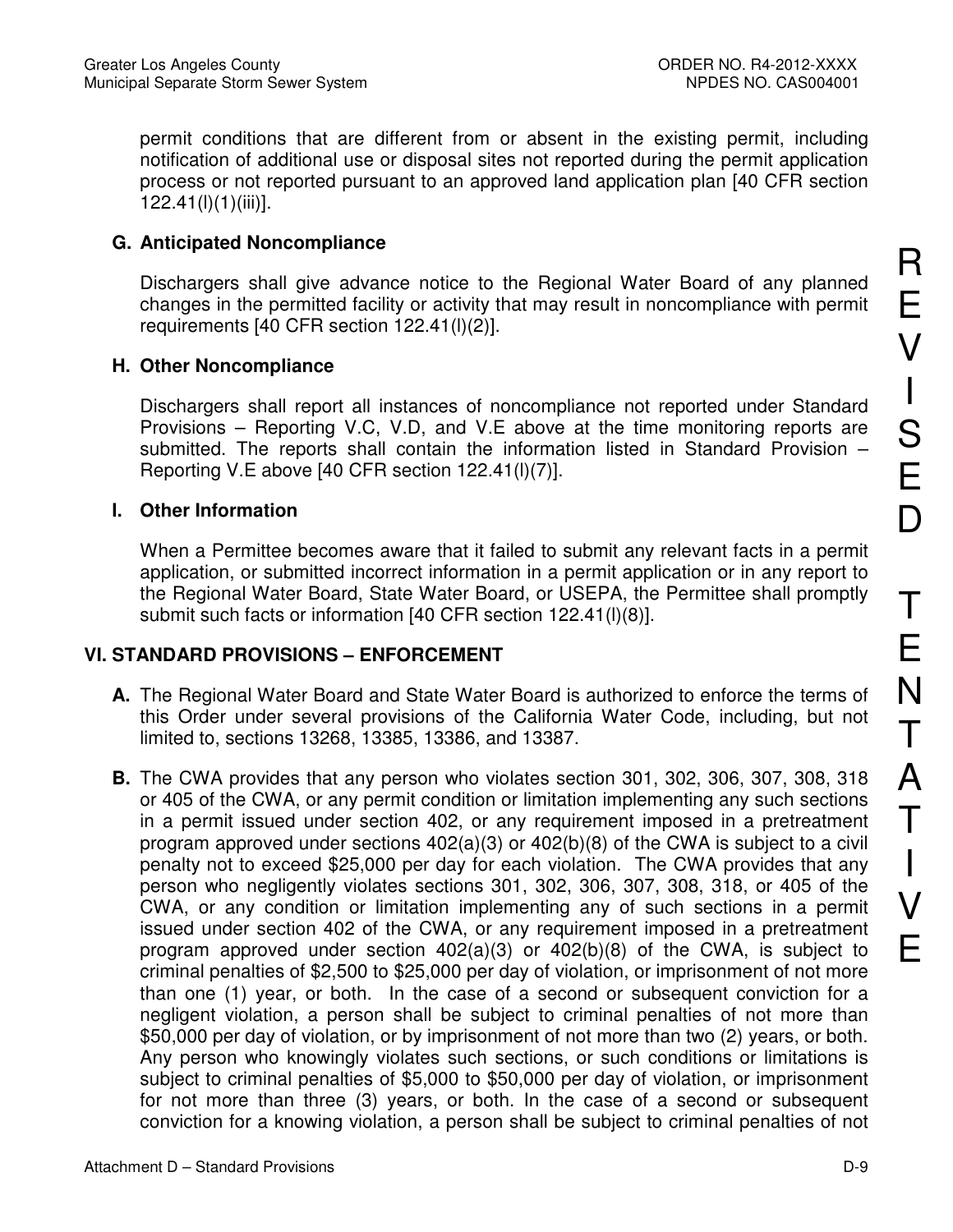permit conditions that are different from or absent in the existing permit, including notification of additional use or disposal sites not reported during the permit application process or not reported pursuant to an approved land application plan [40 CFR section 122.41(l)(1)(iii)].

### G. Anticipated Noncompliance

Dischargers shall give advance notice to the Regional Water Board of any planned changes in the permitted facility or activity that may result in noncompliance with permit requirements [40 CFR section 122.41(l)(2)].

### H. Other Noncompliance

Dischargers shall report all instances of noncompliance not reported under Standard Provisions – Reporting V.C, V.D, and V.E above at the time monitoring reports are submitted. The reports shall contain the information listed in Standard Provision – Reporting V.E above [40 CFR section 122.41(l)(7)].

### I. Other Information

When a Permittee becomes aware that it failed to submit any relevant facts in a permit application, or submitted incorrect information in a permit application or in any report to the Regional Water Board, State Water Board, or USEPA, the Permittee shall promptly submit such facts or information [40 CFR section 122.41(l)(8)].

## VI. STANDARD PROVISIONS – ENFORCEMENT

**A.** The Regional Water Board and State Water Board is authorized to enforce the terms of this Order under several provisions of the California Water Code, including, but not limited to, sections 13268, 13385, 13386, and 13387.

**B.** The CWA provides that any person who violates section 301, 302, 306, 307, 308, 318 or 405 of the CWA, or any permit condition or limitation implementing any such sections in a permit issued under section 402, or any requirement imposed in a pretreatment program approved under sections 402(a)(3) or 402(b)(8) of the CWA is subject to a civil penalty not to exceed $25,000 per day for each violation. The CWA provides that any person who negligently violates sections 301, 302, 306, 307, 308, 318, or 405 of the CWA, or any condition or limitation implementing any of such sections in a permit issued under section 402 of the CWA, or any requirement imposed in a pretreatment program approved under section 402(a)(3) or 402(b)(8) of the CWA, is subject to criminal penalties of $2,500 to $25,000 per day of violation, or imprisonment of not more than one (1) year, or both. In the case of a second or subsequent conviction for a negligent violation, a person shall be subject to criminal penalties of not more than $50,000 per day of violation, or by imprisonment of not more than two (2) years, or both. Any person who knowingly violates such sections, or such conditions or limitations is subject to criminal penalties of $5,000 to $50,000 per day of violation, or imprisonment for not more than three (3) years, or both. In the case of a second or subsequent conviction for a knowing violation, a person shall be subject to criminal penalties of not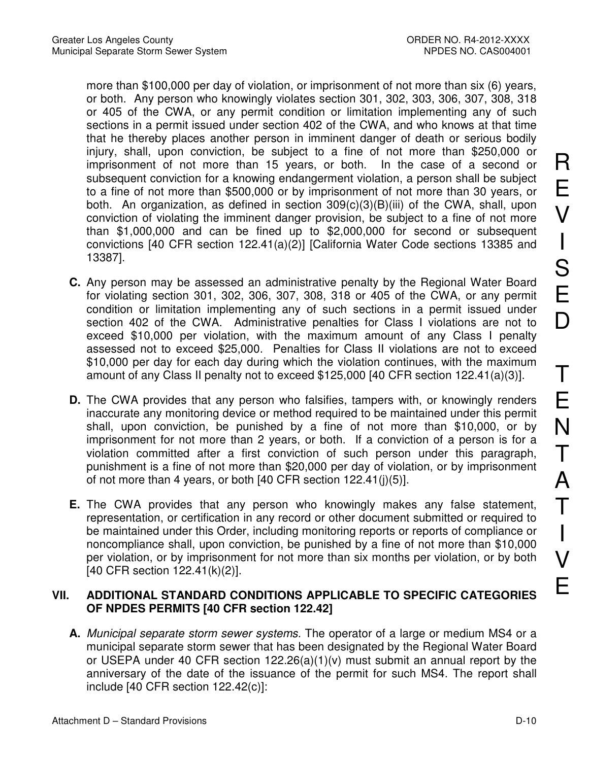more than $100,000 per day of violation, or imprisonment of not more than six (6) years, or both. Any person who knowingly violates section 301, 302, 303, 306, 307, 308, 318 or 405 of the CWA, or any permit condition or limitation implementing any of such sections in a permit issued under section 402 of the CWA, and who knows at that time that he thereby places another person in imminent danger of death or serious bodily injury, shall, upon conviction, be subject to a fine of not more than $250,000 or imprisonment of not more than 15 years, or both. In the case of a second or subsequent conviction for a knowing endangerment violation, a person shall be subject to a fine of not more than $500,000 or by imprisonment of not more than 30 years, or both. An organization, as defined in section 309(c)(3)(B)(iii) of the CWA, shall, upon conviction of violating the imminent danger provision, be subject to a fine of not more than $1,000,000 and can be fined up to $2,000,000 for second or subsequent convictions [40 CFR section 122.41(a)(2)] [California Water Code sections 13385 and 13387].

**C.** Any person may be assessed an administrative penalty by the Regional Water Board for violating section 301, 302, 306, 307, 308, 318 or 405 of the CWA, or any permit condition or limitation implementing any of such sections in a permit issued under section 402 of the CWA. Administrative penalties for Class I violations are not to exceed $10,000 per violation, with the maximum amount of any Class I penalty assessed not to exceed $25,000. Penalties for Class II violations are not to exceed $10,000 per day for each day during which the violation continues, with the maximum amount of any Class II penalty not to exceed $125,000 [40 CFR section 122.41(a)(3)].

**D.** The CWA provides that any person who falsifies, tampers with, or knowingly renders inaccurate any monitoring device or method required to be maintained under this permit shall, upon conviction, be punished by a fine of not more than $10,000, or by imprisonment for not more than 2 years, or both. If a conviction of a person is for a violation committed after a first conviction of such person under this paragraph, punishment is a fine of not more than $20,000 per day of violation, or by imprisonment of not more than 4 years, or both [40 CFR section 122.41(j)(5)].

**E.** The CWA provides that any person who knowingly makes any false statement, representation, or certification in any record or other document submitted or required to be maintained under this Order, including monitoring reports or reports of compliance or noncompliance shall, upon conviction, be punished by a fine of not more than $10,000 per violation, or by imprisonment for not more than six months per violation, or by both [40 CFR section 122.41(k)(2)].

## VII. ADDITIONAL STANDARD CONDITIONS APPLICABLE TO SPECIFIC CATEGORIES OF NPDES PERMITS [40 CFR section 122.42]

**A.** *Municipal separate storm sewer systems.* The operator of a large or medium MS4 or a municipal separate storm sewer that has been designated by the Regional Water Board or USEPA under 40 CFR section 122.26(a)(1)(v) must submit an annual report by the anniversary of the date of the issuance of the permit for such MS4. The report shall include [40 CFR section 122.42(c)]: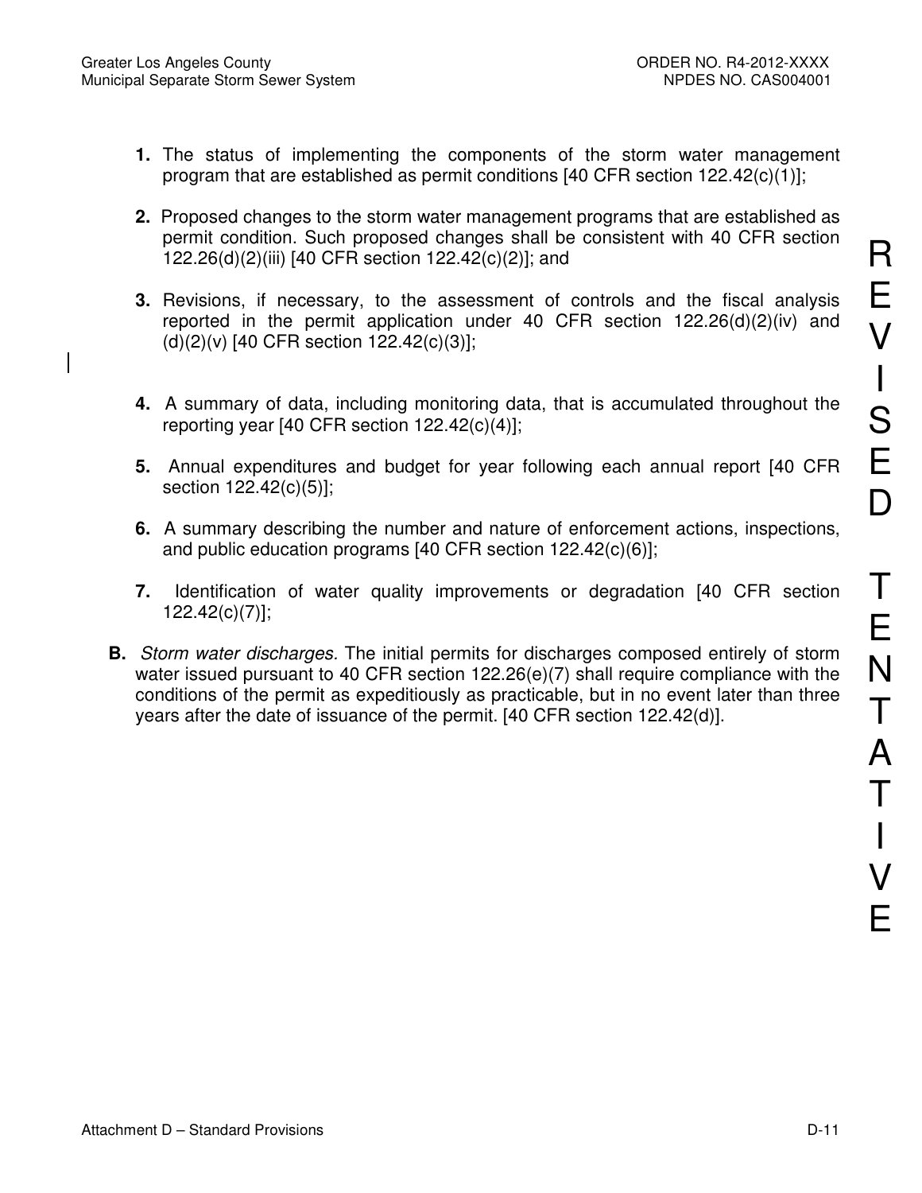1. The status of implementing the components of the storm water management program that are established as permit conditions [40 CFR section 122.42(c)(1)];

2. Proposed changes to the storm water management programs that are established as permit condition. Such proposed changes shall be consistent with 40 CFR section 122.26(d)(2)(iii) [40 CFR section 122.42(c)(2)]; and

3. Revisions, if necessary, to the assessment of controls and the fiscal analysis reported in the permit application under 40 CFR section 122.26(d)(2)(iv) and (d)(2)(v) [40 CFR section 122.42(c)(3)];

4. A summary of data, including monitoring data, that is accumulated throughout the reporting year [40 CFR section 122.42(c)(4)];

5. Annual expenditures and budget for year following each annual report [40 CFR section 122.42(c)(5)];

6. A summary describing the number and nature of enforcement actions, inspections, and public education programs [40 CFR section 122.42(c)(6)];

7. Identification of water quality improvements or degradation [40 CFR section 122.42(c)(7)];

**B.** *Storm water discharges.* The initial permits for discharges composed entirely of storm water issued pursuant to 40 CFR section 122.26(e)(7) shall require compliance with the conditions of the permit as expeditiously as practicable, but in no event later than three years after the date of issuance of the permit. [40 CFR section 122.42(d)].

REVISED TENTATIVE